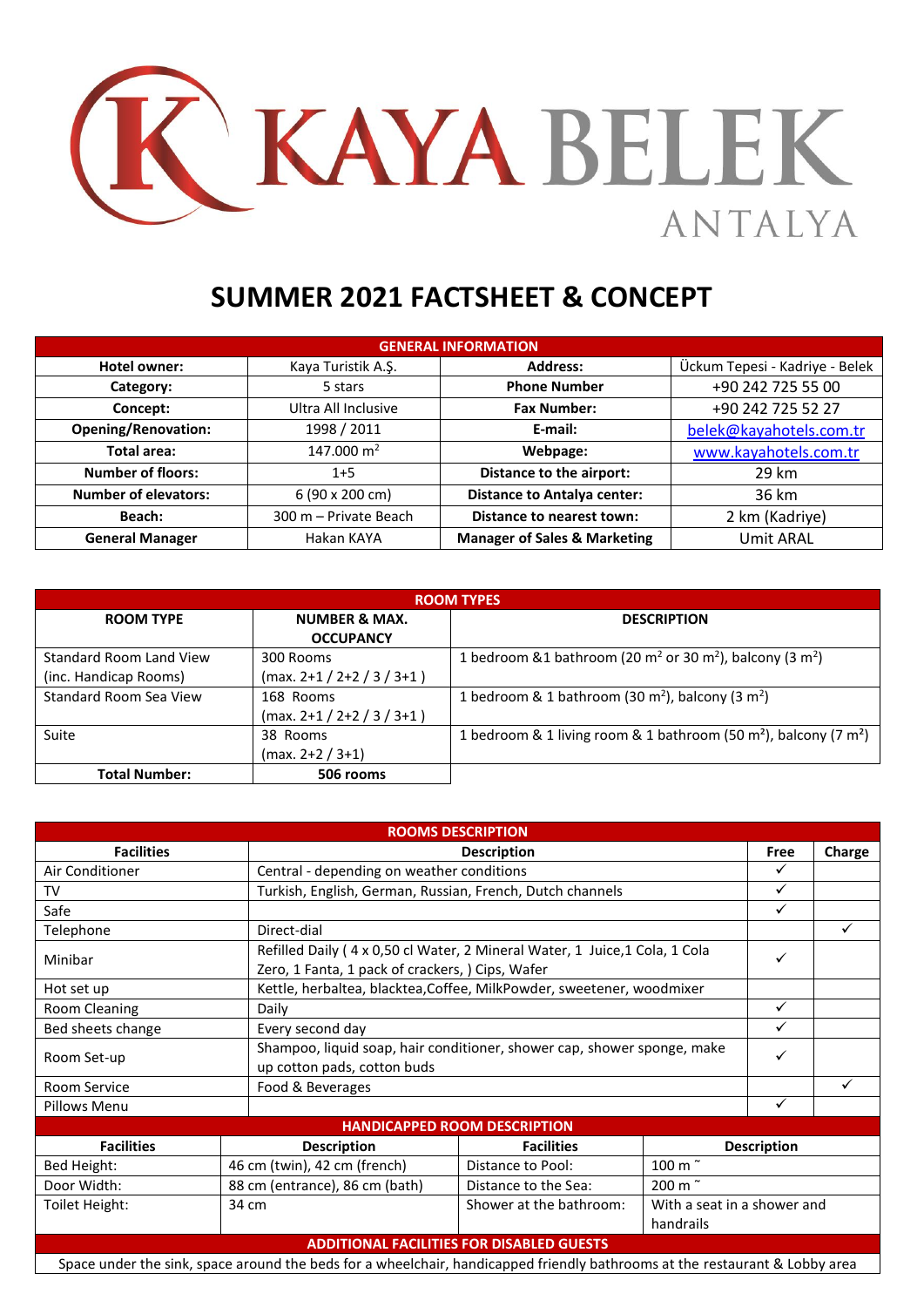# KAYA BELEK

ANTALYA

# SUMMER 2021 FACTSHEET & CONCEPT

| GENERAL INFORMATION | | | |
|---|---|---|---|
| **Hotel owner:** | Kaya Turistik A.Ş. | **Address:** | Ückum Tepesi - Kadriye - Belek |
| **Category:** | 5 stars | **Phone Number** | +90 242 725 55 00 |
| **Concept:** | Ultra All Inclusive | **Fax Number:** | +90 242 725 52 27 |
| **Opening/Renovation:** | 1998 / 2011 | **E-mail:** | belek@kayahotels.com.tr |
| **Total area:** | 147.000 m$^2$ | **Webpage:** | www.kayahotels.com.tr |
| **Number of floors:** | 1+5 | **Distance to the airport:** | 29 km |
| **Number of elevators:** | 6 (90 x 200 cm) | **Distance to Antalya center:** | 36 km |
| **Beach:** | 300 m – Private Beach | **Distance to nearest town:** | 2 km (Kadriye) |
| **General Manager** | Hakan KAYA | **Manager of Sales & Marketing** | Umit ARAL |

| ROOM TYPES | | |
|---|---|---|
| **ROOM TYPE** | **NUMBER & MAX. OCCUPANCY** | **DESCRIPTION** |
| Standard Room Land View (inc. Handicap Rooms) | 300 Rooms (max. 2+1 / 2+2 / 3 / 3+1 ) | 1 bedroom &1 bathroom (20 m$^2$ or 30 m$^2$), balcony (3 m$^2$) |
| Standard Room Sea View | 168 Rooms (max. 2+1 / 2+2 / 3 / 3+1 ) | 1 bedroom & 1 bathroom (30 m$^2$), balcony (3 m$^2$) |
| Suite | 38 Rooms (max. 2+2 / 3+1) | 1 bedroom & 1 living room & 1 bathroom (50 m$^2$), balcony (7 m$^2$) |
| **Total Number:** | **506 rooms** | |

| ROOMS DESCRIPTION | | | |
|---|---|---|---|
| **Facilities** | **Description** | **Free** | **Charge** |
| Air Conditioner | Central - depending on weather conditions | ✓ | |
| TV | Turkish, English, German, Russian, French, Dutch channels | ✓ | |
| Safe | | ✓ | |
| Telephone | Direct-dial | | ✓ |
| Minibar | Refilled Daily ( 4 x 0,50 cl Water, 2 Mineral Water, 1 Juice,1 Cola, 1 Cola Zero, 1 Fanta, 1 pack of crackers, ) Cips, Wafer | ✓ | |
| Hot set up | Kettle, herbaltea, blacktea,Coffee, MilkPowder, sweetener, woodmixer | | |
| Room Cleaning | Daily | ✓ | |
| Bed sheets change | Every second day | ✓ | |
| Room Set-up | Shampoo, liquid soap, hair conditioner, shower cap, shower sponge, make up cotton pads, cotton buds | ✓ | |
| Room Service | Food & Beverages | | ✓ |
| Pillows Menu | | ✓ | |

| HANDICAPPED ROOM DESCRIPTION | | | |
|---|---|---|---|
| **Facilities** | **Description** | **Facilities** | **Description** |
| Bed Height: | 46 cm (twin), 42 cm (french) | Distance to Pool: | 100 m ˜ |
| Door Width: | 88 cm (entrance), 86 cm (bath) | Distance to the Sea: | 200 m ˜ |
| Toilet Height: | 34 cm | Shower at the bathroom: | With a seat in a shower and handrails |

| ADDITIONAL FACILITIES FOR DISABLED GUESTS |
|---|
| Space under the sink, space around the beds for a wheelchair, handicapped friendly bathrooms at the restaurant & Lobby area |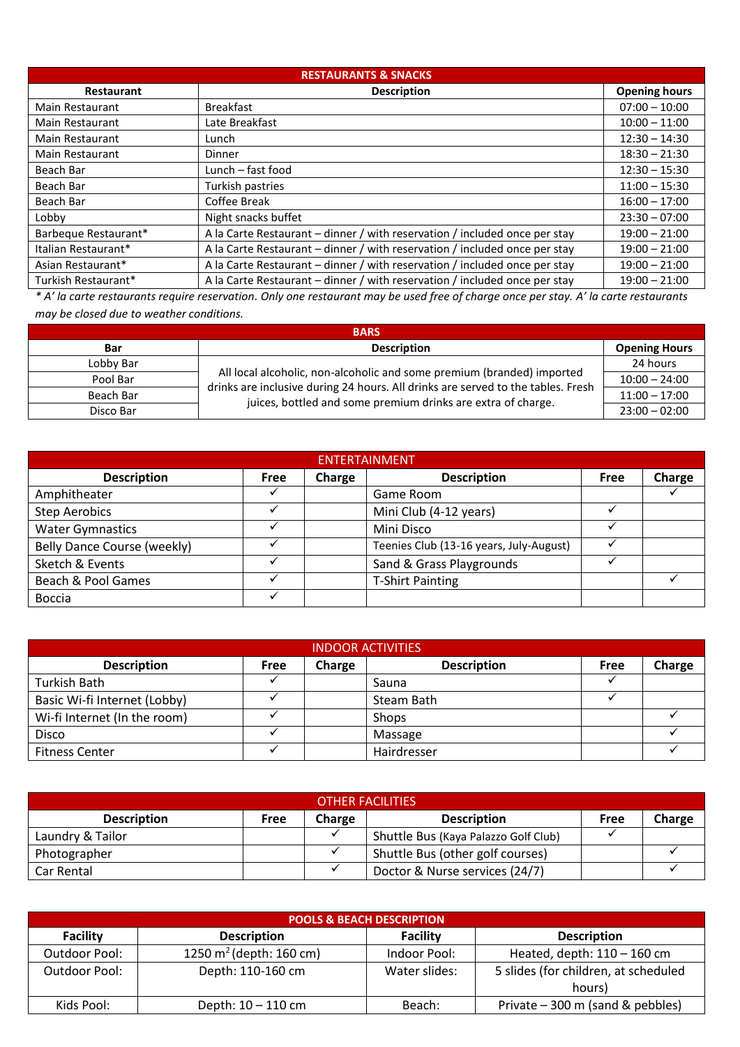| RESTAURANTS & SNACKS | | |
|---|---|---|
| **Restaurant** | **Description** | **Opening hours** |
| Main Restaurant | Breakfast | 07:00 – 10:00 |
| Main Restaurant | Late Breakfast | 10:00 – 11:00 |
| Main Restaurant | Lunch | 12:30 – 14:30 |
| Main Restaurant | Dinner | 18:30 – 21:30 |
| Beach Bar | Lunch – fast food | 12:30 – 15:30 |
| Beach Bar | Turkish pastries | 11:00 – 15:30 |
| Beach Bar | Coffee Break | 16:00 – 17:00 |
| Lobby | Night snacks buffet | 23:30 – 07:00 |
| Barbeque Restaurant* | A la Carte Restaurant – dinner / with reservation / included once per stay | 19:00 – 21:00 |
| Italian Restaurant* | A la Carte Restaurant – dinner / with reservation / included once per stay | 19:00 – 21:00 |
| Asian Restaurant* | A la Carte Restaurant – dinner / with reservation / included once per stay | 19:00 – 21:00 |
| Turkish Restaurant* | A la Carte Restaurant – dinner / with reservation / included once per stay | 19:00 – 21:00 |

*\* A' la carte restaurants require reservation. Only one restaurant may be used free of charge once per stay. A' la carte restaurants may be closed due to weather conditions.*

| BARS | | |
|---|---|---|
| **Bar** | **Description** | **Opening Hours** |
| Lobby Bar | All local alcoholic, non-alcoholic and some premium (branded) imported drinks are inclusive during 24 hours. All drinks are served to the tables. Fresh juices, bottled and some premium drinks are extra of charge. | 24 hours |
| Pool Bar | | 10:00 – 24:00 |
| Beach Bar | | 11:00 – 17:00 |
| Disco Bar | | 23:00 – 02:00 |

| ENTERTAINMENT | | | | | |
|---|---|---|---|---|---|
| **Description** | **Free** | **Charge** | **Description** | **Free** | **Charge** |
| Amphitheater | ✓ | | Game Room | | ✓ |
| Step Aerobics | ✓ | | Mini Club (4-12 years) | ✓ | |
| Water Gymnastics | ✓ | | Mini Disco | ✓ | |
| Belly Dance Course (weekly) | ✓ | | Teenies Club (13-16 years, July-August) | ✓ | |
| Sketch & Events | ✓ | | Sand & Grass Playgrounds | ✓ | |
| Beach & Pool Games | ✓ | | T-Shirt Painting | | ✓ |
| Boccia | ✓ | | | | |

| INDOOR ACTIVITIES | | | | | |
|---|---|---|---|---|---|
| **Description** | **Free** | **Charge** | **Description** | **Free** | **Charge** |
| Turkish Bath | ✓ | | Sauna | ✓ | |
| Basic Wi-fi Internet (Lobby) | ✓ | | Steam Bath | ✓ | |
| Wi-fi Internet (In the room) | ✓ | | Shops | | ✓ |
| Disco | ✓ | | Massage | | ✓ |
| Fitness Center | ✓ | | Hairdresser | | ✓ |

| OTHER FACILITIES | | | | | |
|---|---|---|---|---|---|
| **Description** | **Free** | **Charge** | **Description** | **Free** | **Charge** |
| Laundry & Tailor | | ✓ | Shuttle Bus (Kaya Palazzo Golf Club) | ✓ | |
| Photographer | | ✓ | Shuttle Bus (other golf courses) | | ✓ |
| Car Rental | | ✓ | Doctor & Nurse services (24/7) | | ✓ |

| POOLS & BEACH DESCRIPTION | | | |
|---|---|---|---|
| **Facility** | **Description** | **Facility** | **Description** |
| Outdoor Pool: | 1250 $m^2$ (depth: 160 cm) | Indoor Pool: | Heated, depth: 110 – 160 cm |
| Outdoor Pool: | Depth: 110-160 cm | Water slides: | 5 slides (for children, at scheduled hours) |
| Kids Pool: | Depth: 10 – 110 cm | Beach: | Private – 300 m (sand & pebbles) |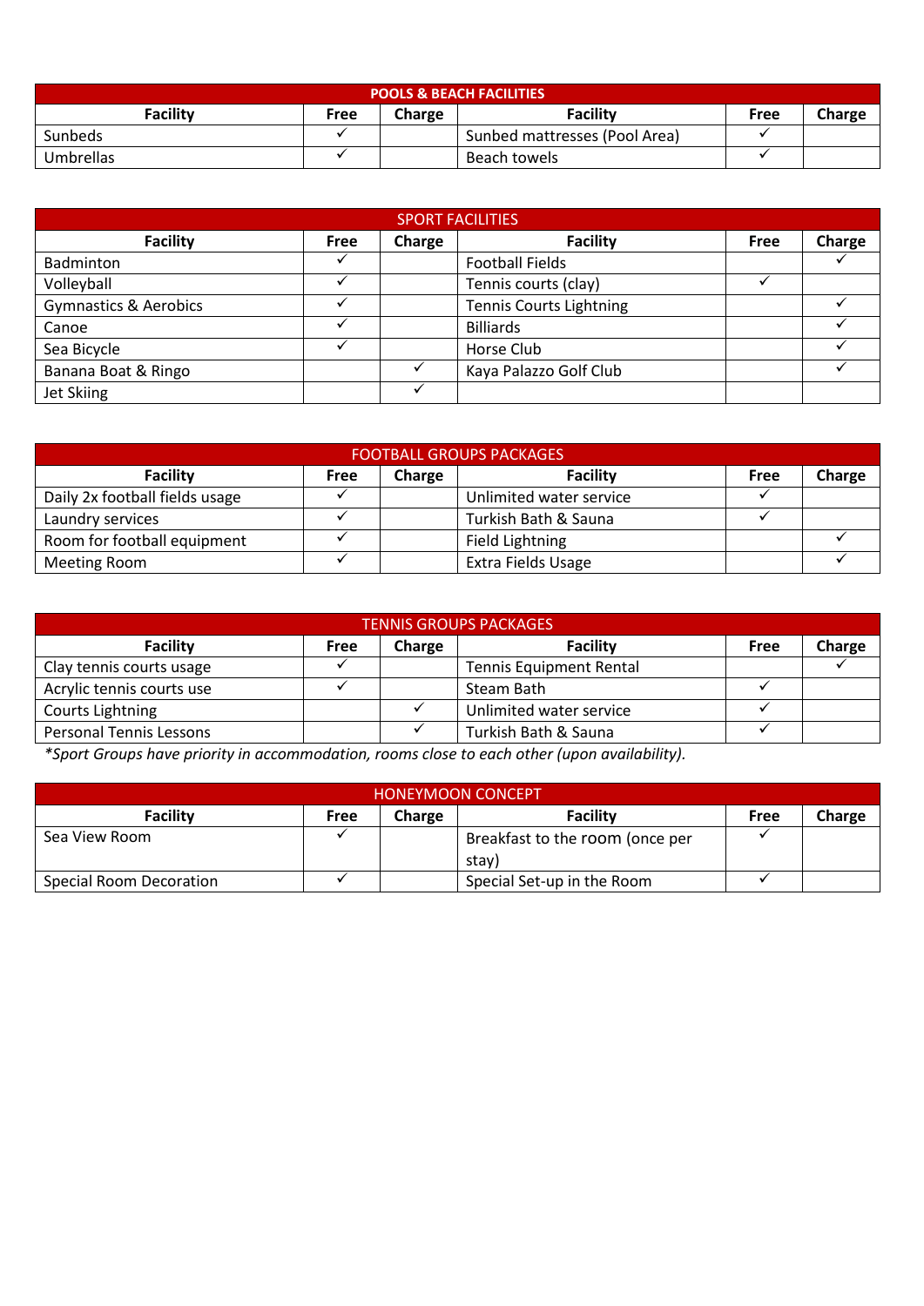| POOLS & BEACH FACILITIES | | | | | |
|---|---|---|---|---|---|
| **Facility** | **Free** | **Charge** | **Facility** | **Free** | **Charge** |
| Sunbeds | ✓ | | Sunbed mattresses (Pool Area) | ✓ | |
| Umbrellas | ✓ | | Beach towels | ✓ | |

| SPORT FACILITIES | | | | | |
|---|---|---|---|---|---|
| **Facility** | **Free** | **Charge** | **Facility** | **Free** | **Charge** |
| Badminton | ✓ | | Football Fields | | ✓ |
| Volleyball | ✓ | | Tennis courts (clay) | ✓ | |
| Gymnastics & Aerobics | ✓ | | Tennis Courts Lightning | | ✓ |
| Canoe | ✓ | | Billiards | | ✓ |
| Sea Bicycle | ✓ | | Horse Club | | ✓ |
| Banana Boat & Ringo | | ✓ | Kaya Palazzo Golf Club | | ✓ |
| Jet Skiing | | ✓ | | | |

| FOOTBALL GROUPS PACKAGES | | | | | |
|---|---|---|---|---|---|
| **Facility** | **Free** | **Charge** | **Facility** | **Free** | **Charge** |
| Daily 2x football fields usage | ✓ | | Unlimited water service | ✓ | |
| Laundry services | ✓ | | Turkish Bath & Sauna | ✓ | |
| Room for football equipment | ✓ | | Field Lightning | | ✓ |
| Meeting Room | ✓ | | Extra Fields Usage | | ✓ |

| TENNIS GROUPS PACKAGES | | | | | |
|---|---|---|---|---|---|
| **Facility** | **Free** | **Charge** | **Facility** | **Free** | **Charge** |
| Clay tennis courts usage | ✓ | | Tennis Equipment Rental | | ✓ |
| Acrylic tennis courts use | ✓ | | Steam Bath | ✓ | |
| Courts Lightning | | ✓ | Unlimited water service | ✓ | |
| Personal Tennis Lessons | | ✓ | Turkish Bath & Sauna | ✓ | |

**Sport Groups have priority in accommodation, rooms close to each other (upon availability).*

| HONEYMOON CONCEPT | | | | | |
|---|---|---|---|---|---|
| **Facility** | **Free** | **Charge** | **Facility** | **Free** | **Charge** |
| Sea View Room | ✓ | | Breakfast to the room (once per stay) | ✓ | |
| Special Room Decoration | ✓ | | Special Set-up in the Room | ✓ | |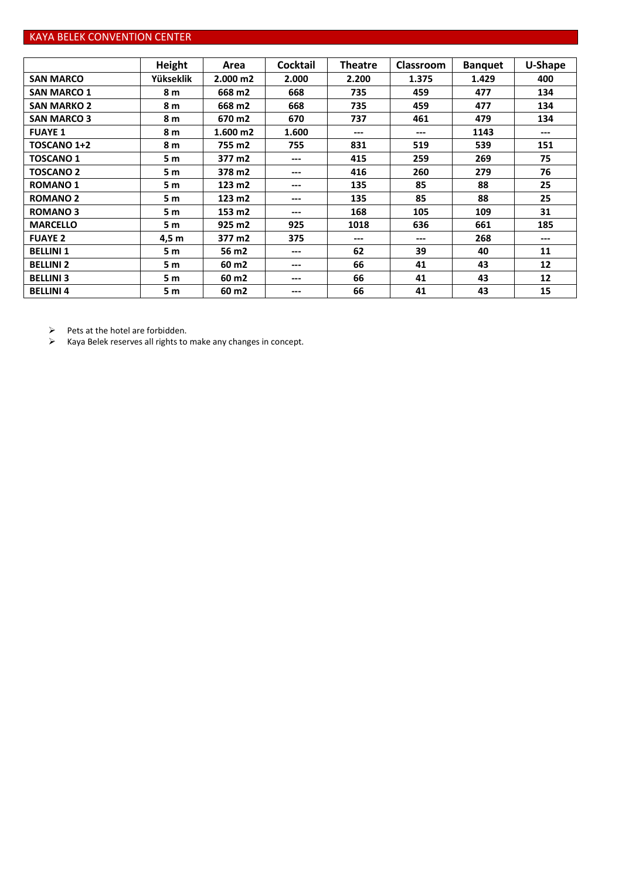## KAYA BELEK CONVENTION CENTER

| | Height | Area | Cocktail | Theatre | Classroom | Banquet | U-Shape |
|---|---|---|---|---|---|---|---|
| **SAN MARCO** | **Yükseklik** | **2.000 m2** | **2.000** | **2.200** | **1.375** | **1.429** | **400** |
| **SAN MARCO 1** | **8 m** | **668 m2** | **668** | **735** | **459** | **477** | **134** |
| **SAN MARKO 2** | **8 m** | **668 m2** | **668** | **735** | **459** | **477** | **134** |
| **SAN MARCO 3** | **8 m** | **670 m2** | **670** | **737** | **461** | **479** | **134** |
| **FUAYE 1** | **8 m** | **1.600 m2** | **1.600** | **---** | **---** | **1143** | **---** |
| **TOSCANO 1+2** | **8 m** | **755 m2** | **755** | **831** | **519** | **539** | **151** |
| **TOSCANO 1** | **5 m** | **377 m2** | **---** | **415** | **259** | **269** | **75** |
| **TOSCANO 2** | **5 m** | **378 m2** | **---** | **416** | **260** | **279** | **76** |
| **ROMANO 1** | **5 m** | **123 m2** | **---** | **135** | **85** | **88** | **25** |
| **ROMANO 2** | **5 m** | **123 m2** | **---** | **135** | **85** | **88** | **25** |
| **ROMANO 3** | **5 m** | **153 m2** | **---** | **168** | **105** | **109** | **31** |
| **MARCELLO** | **5 m** | **925 m2** | **925** | **1018** | **636** | **661** | **185** |
| **FUAYE 2** | **4,5 m** | **377 m2** | **375** | **---** | **---** | **268** | **---** |
| **BELLINI 1** | **5 m** | **56 m2** | **---** | **62** | **39** | **40** | **11** |
| **BELLINI 2** | **5 m** | **60 m2** | **---** | **66** | **41** | **43** | **12** |
| **BELLINI 3** | **5 m** | **60 m2** | **---** | **66** | **41** | **43** | **12** |
| **BELLINI 4** | **5 m** | **60 m2** | **---** | **66** | **41** | **43** | **15** |

- Pets at the hotel are forbidden.
- Kaya Belek reserves all rights to make any changes in concept.